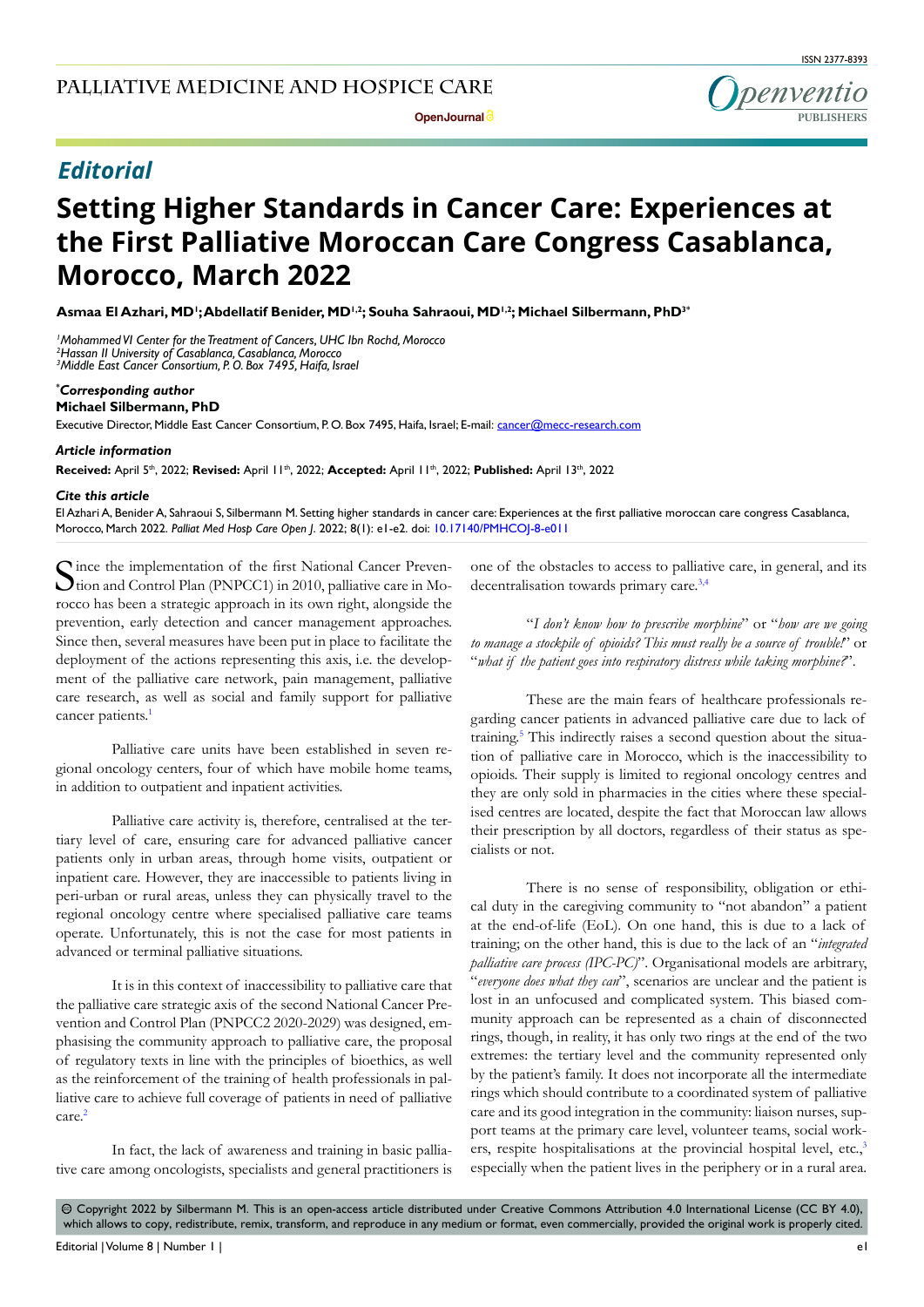## Editorial

# Setting Higher Standards in Cancer Care: Experiences at the First Palliative Moroccan Care Congress Casablanca, Morocco, March 2022

**Asmaa El Azhari, MD[1]; Abdellatif Benider, MD[1,2]; Souha Sahraoui, MD[1,2]; Michael Silbermann, PhD[3*]**

*[1]Mohammed VI Center for the Treatment of Cancers, UHC Ibn Rochd, Morocco*
*[2]Hassan II University of Casablanca, Casablanca, Morocco*
*[3]Middle East Cancer Consortium, P. O. Box 7495, Haifa, Israel*

***Corresponding author***
**Michael Silbermann, PhD**
Executive Director, Middle East Cancer Consortium, P. O. Box 7495, Haifa, Israel; E-mail: cancer@mecc-research.com

***Article information***
**Received:** April 5th, 2022; **Revised:** April 11th, 2022; **Accepted:** April 11th, 2022; **Published:** April 13th, 2022

***Cite this article***
El Azhari A, Benider A, Sahraoui S, Silbermann M. Setting higher standards in cancer care: Experiences at the first palliative moroccan care congress Casablanca, Morocco, March 2022. *Palliat Med Hosp Care Open J*. 2022; 8(1): e1-e2. doi: 10.17140/PMHCOJ-8-e011

Since the implementation of the first National Cancer Prevention and Control Plan (PNPCC1) in 2010, palliative care in Morocco has been a strategic approach in its own right, alongside the prevention, early detection and cancer management approaches. Since then, several measures have been put in place to facilitate the deployment of the actions representing this axis, i.e. the development of the palliative care network, pain management, palliative care research, as well as social and family support for palliative cancer patients.[1]

Palliative care units have been established in seven regional oncology centers, four of which have mobile home teams, in addition to outpatient and inpatient activities.

Palliative care activity is, therefore, centralised at the tertiary level of care, ensuring care for advanced palliative cancer patients only in urban areas, through home visits, outpatient or inpatient care. However, they are inaccessible to patients living in peri-urban or rural areas, unless they can physically travel to the regional oncology centre where specialised palliative care teams operate. Unfortunately, this is not the case for most patients in advanced or terminal palliative situations.

It is in this context of inaccessibility to palliative care that the palliative care strategic axis of the second National Cancer Prevention and Control Plan (PNPCC2 2020-2029) was designed, emphasising the community approach to palliative care, the proposal of regulatory texts in line with the principles of bioethics, as well as the reinforcement of the training of health professionals in palliative care to achieve full coverage of patients in need of palliative care.[2]

In fact, the lack of awareness and training in basic palliative care among oncologists, specialists and general practitioners is one of the obstacles to access to palliative care, in general, and its decentralisation towards primary care.[3,4]

"*I don't know how to prescribe morphine*" or "*how are we going to manage a stockpile of opioids? This must really be a source of trouble!*" or "*what if the patient goes into respiratory distress while taking morphine?*".

These are the main fears of healthcare professionals regarding cancer patients in advanced palliative care due to lack of training.[5] This indirectly raises a second question about the situation of palliative care in Morocco, which is the inaccessibility to opioids. Their supply is limited to regional oncology centres and they are only sold in pharmacies in the cities where these specialised centres are located, despite the fact that Moroccan law allows their prescription by all doctors, regardless of their status as specialists or not.

There is no sense of responsibility, obligation or ethical duty in the caregiving community to "not abandon" a patient at the end-of-life (EoL). On one hand, this is due to a lack of training; on the other hand, this is due to the lack of an "*integrated palliative care process (IPC-PC)*". Organisational models are arbitrary, "*everyone does what they can*", scenarios are unclear and the patient is lost in an unfocused and complicated system. This biased community approach can be represented as a chain of disconnected rings, though, in reality, it has only two rings at the end of the two extremes: the tertiary level and the community represented only by the patient's family. It does not incorporate all the intermediate rings which should contribute to a coordinated system of palliative care and its good integration in the community: liaison nurses, support teams at the primary care level, volunteer teams, social workers, respite hospitalisations at the provincial hospital level, etc.,[3] especially when the patient lives in the periphery or in a rural area.

© Copyright 2022 by Silbermann M. This is an open-access article distributed under Creative Commons Attribution 4.0 International License (CC BY 4.0), which allows to copy, redistribute, remix, transform, and reproduce in any medium or format, even commercially, provided the original work is properly cited.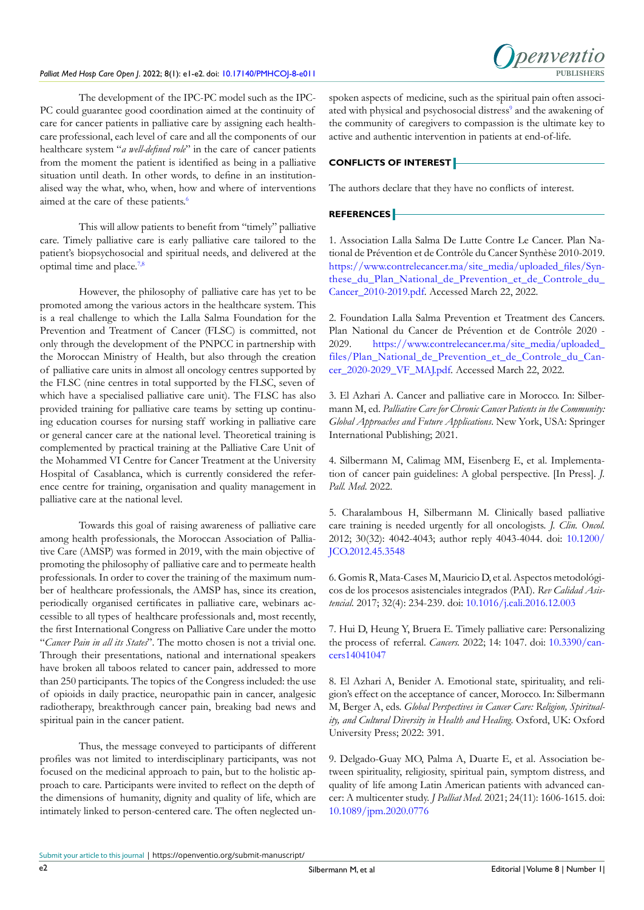The development of the IPC-PC model such as the IPC-PC could guarantee good coordination aimed at the continuity of care for cancer patients in palliative care by assigning each healthcare professional, each level of care and all the components of our healthcare system "*a well-defined role*" in the care of cancer patients from the moment the patient is identified as being in a palliative situation until death. In other words, to define in an institutionalised way the what, who, when, how and where of interventions aimed at the care of these patients.[6]

This will allow patients to benefit from "timely" palliative care. Timely palliative care is early palliative care tailored to the patient's biopsychosocial and spiritual needs, and delivered at the optimal time and place.[7,8]

However, the philosophy of palliative care has yet to be promoted among the various actors in the healthcare system. This is a real challenge to which the Lalla Salma Foundation for the Prevention and Treatment of Cancer (FLSC) is committed, not only through the development of the PNPCC in partnership with the Moroccan Ministry of Health, but also through the creation of palliative care units in almost all oncology centres supported by the FLSC (nine centres in total supported by the FLSC, seven of which have a specialised palliative care unit). The FLSC has also provided training for palliative care teams by setting up continuing education courses for nursing staff working in palliative care or general cancer care at the national level. Theoretical training is complemented by practical training at the Palliative Care Unit of the Mohammed VI Centre for Cancer Treatment at the University Hospital of Casablanca, which is currently considered the reference centre for training, organisation and quality management in palliative care at the national level.

Towards this goal of raising awareness of palliative care among health professionals, the Moroccan Association of Palliative Care (AMSP) was formed in 2019, with the main objective of promoting the philosophy of palliative care and to permeate health professionals. In order to cover the training of the maximum number of healthcare professionals, the AMSP has, since its creation, periodically organised certificates in palliative care, webinars accessible to all types of healthcare professionals and, most recently, the first International Congress on Palliative Care under the motto "*Cancer Pain in all its States*". The motto chosen is not a trivial one. Through their presentations, national and international speakers have broken all taboos related to cancer pain, addressed to more than 250 participants. The topics of the Congress included: the use of opioids in daily practice, neuropathic pain in cancer, analgesic radiotherapy, breakthrough cancer pain, breaking bad news and spiritual pain in the cancer patient.

Thus, the message conveyed to participants of different profiles was not limited to interdisciplinary participants, was not focused on the medicinal approach to pain, but to the holistic approach to care. Participants were invited to reflect on the depth of the dimensions of humanity, dignity and quality of life, which are intimately linked to person-centered care. The often neglected unspoken aspects of medicine, such as the spiritual pain often associated with physical and psychosocial distress[9] and the awakening of the community of caregivers to compassion is the ultimate key to active and authentic intervention in patients at end-of-life.

## CONFLICTS OF INTEREST

The authors declare that they have no conflicts of interest.

## REFERENCES

1. Association Lalla Salma De Lutte Contre Le Cancer. Plan National de Prévention et de Contrôle du Cancer Synthèse 2010-2019. https://www.contrelecancer.ma/site_media/uploaded_files/Synthese_du_Plan_National_de_Prevention_et_de_Controle_du_Cancer_2010-2019.pdf. Accessed March 22, 2022.

2. Foundation Lalla Salma Prevention et Treatment des Cancers. Plan National du Cancer de Prévention et de Contrôle 2020 - 2029. https://www.contrelecancer.ma/site_media/uploaded_files/Plan_National_de_Prevention_et_de_Controle_du_Cancer_2020-2029_VF_MAJ.pdf. Accessed March 22, 2022.

3. El Azhari A. Cancer and palliative care in Morocco. In: Silbermann M, ed. *Palliative Care for Chronic Cancer Patients in the Community: Global Approaches and Future Applications*. New York, USA: Springer International Publishing; 2021.

4. Silbermann M, Calimag MM, Eisenberg E, et al. Implementation of cancer pain guidelines: A global perspective. [In Press]. *J. Pall. Med.* 2022.

5. Charalambous H, Silbermann M. Clinically based palliative care training is needed urgently for all oncologists. *J. Clin. Oncol.* 2012; 30(32): 4042-4043; author reply 4043-4044. doi: 10.1200/JCO.2012.45.3548

6. Gomis R, Mata-Cases M, Mauricio D, et al. Aspectos metodológicos de los procesos asistenciales integrados (PAI). *Rev Calidad Asistencial.* 2017; 32(4): 234-239. doi: 10.1016/j.cali.2016.12.003

7. Hui D, Heung Y, Bruera E. Timely palliative care: Personalizing the process of referral. *Cancers.* 2022; 14: 1047. doi: 10.3390/cancers14041047

8. El Azhari A, Benider A. Emotional state, spirituality, and religion's effect on the acceptance of cancer, Morocco. In: Silbermann M, Berger A, eds. *Global Perspectives in Cancer Care: Religion, Spirituality, and Cultural Diversity in Health and Healing.* Oxford, UK: Oxford University Press; 2022: 391.

9. Delgado-Guay MO, Palma A, Duarte E, et al. Association between spirituality, religiosity, spiritual pain, symptom distress, and quality of life among Latin American patients with advanced cancer: A multicenter study. *J Palliat Med.* 2021; 24(11): 1606-1615. doi: 10.1089/jpm.2020.0776